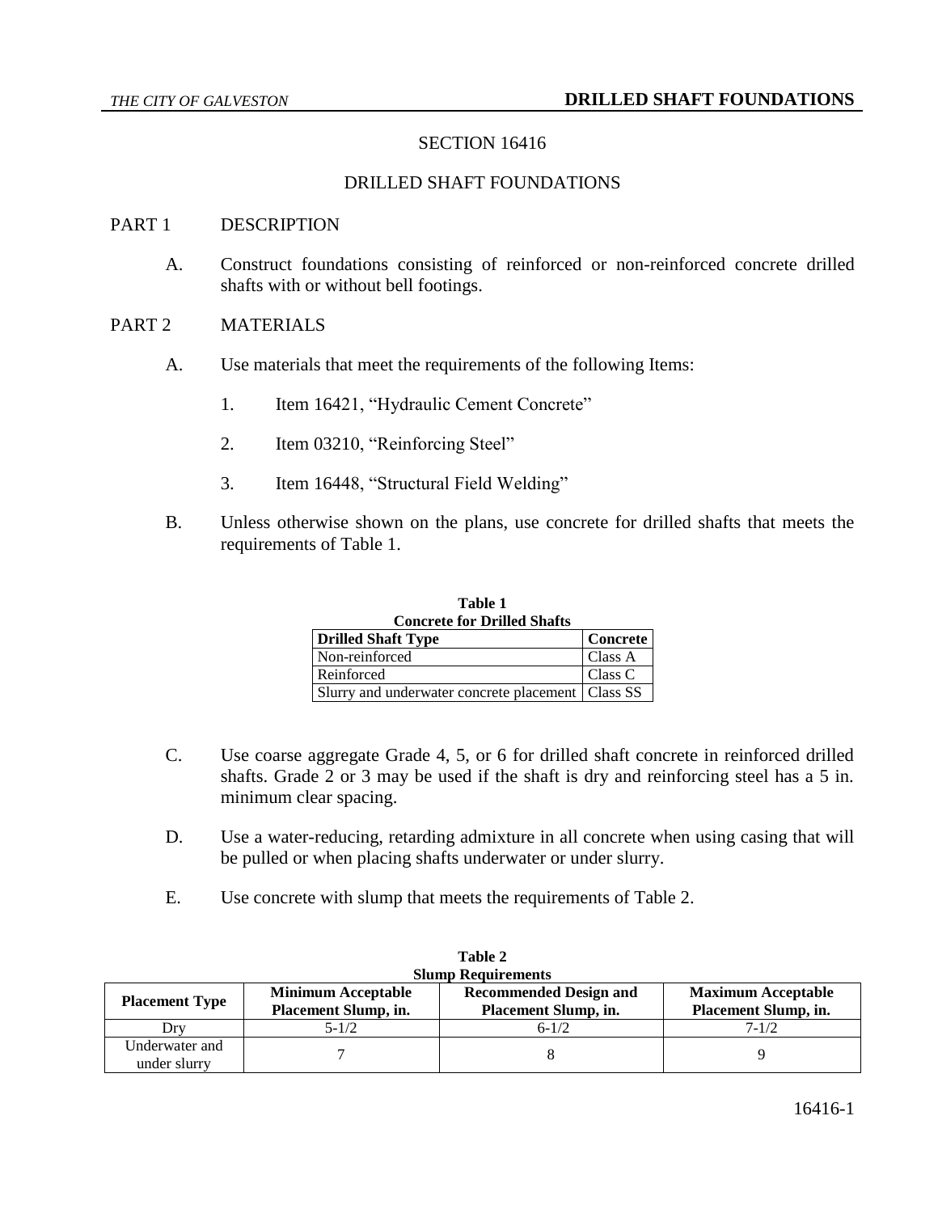# SECTION 16416

# DRILLED SHAFT FOUNDATIONS

## PART 1 DESCRIPTION

A. Construct foundations consisting of reinforced or non-reinforced concrete drilled shafts with or without bell footings.

## PART 2 MATERIALS

A. Use materials that meet the requirements of the following Items:

1. Item 16421, "Hydraulic Cement Concrete"
2. Item 03210, "Reinforcing Steel"
3. Item 16448, "Structural Field Welding"

B. Unless otherwise shown on the plans, use concrete for drilled shafts that meets the requirements of Table 1.

**Table 1**
**Concrete for Drilled Shafts**

| Drilled Shaft Type | Concrete |
|---|---|
| Non-reinforced | Class A |
| Reinforced | Class C |
| Slurry and underwater concrete placement | Class SS |

C. Use coarse aggregate Grade 4, 5, or 6 for drilled shaft concrete in reinforced drilled shafts. Grade 2 or 3 may be used if the shaft is dry and reinforcing steel has a 5 in. minimum clear spacing.

D. Use a water-reducing, retarding admixture in all concrete when using casing that will be pulled or when placing shafts underwater or under slurry.

E. Use concrete with slump that meets the requirements of Table 2.

**Table 2**
**Slump Requirements**

| Placement Type | Minimum Acceptable Placement Slump, in. | Recommended Design and Placement Slump, in. | Maximum Acceptable Placement Slump, in. |
|---|---|---|---|
| Dry | 5-1/2 | 6-1/2 | 7-1/2 |
| Underwater and under slurry | 7 | 8 | 9 |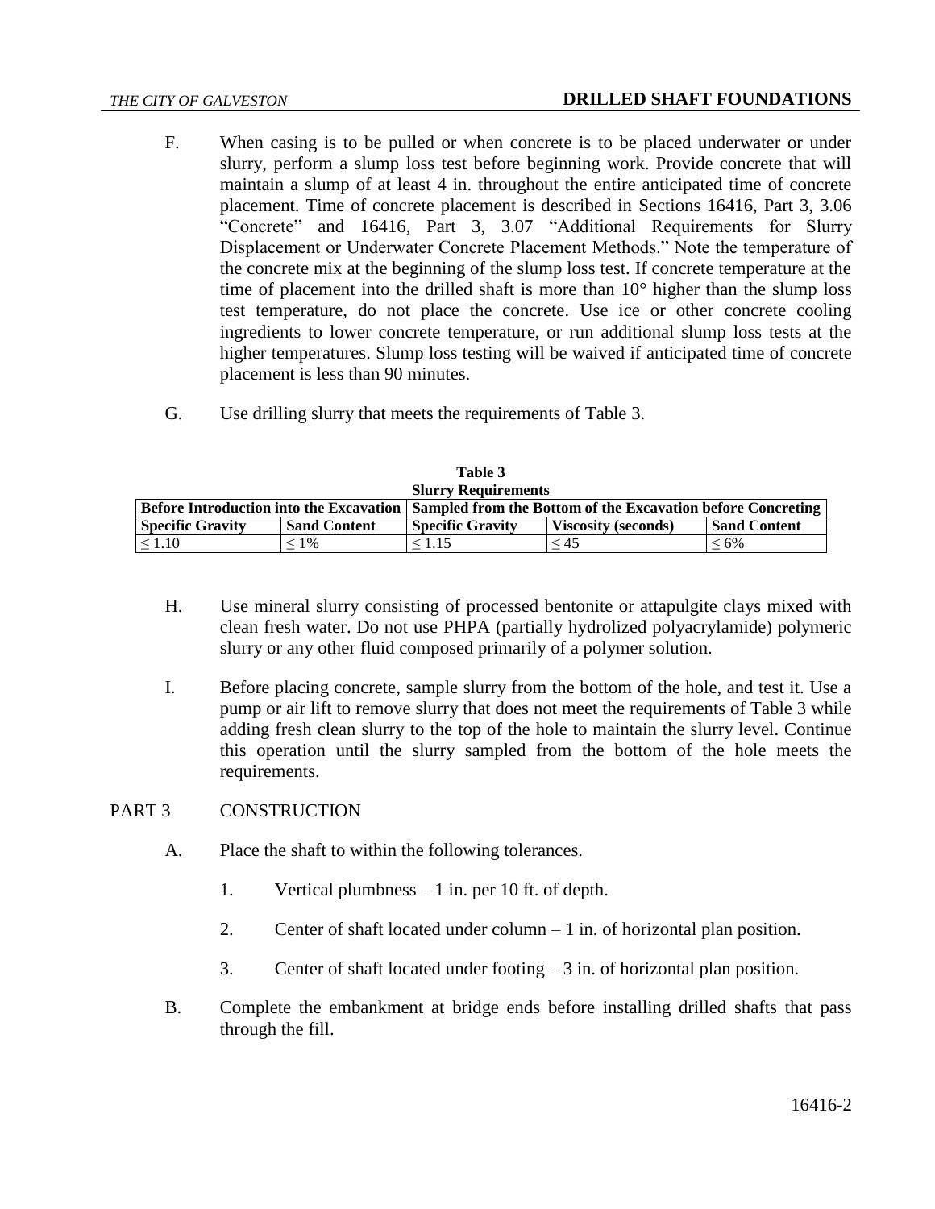F. When casing is to be pulled or when concrete is to be placed underwater or under slurry, perform a slump loss test before beginning work. Provide concrete that will maintain a slump of at least 4 in. throughout the entire anticipated time of concrete placement. Time of concrete placement is described in Sections 16416, Part 3, 3.06 "Concrete" and 16416, Part 3, 3.07 "Additional Requirements for Slurry Displacement or Underwater Concrete Placement Methods." Note the temperature of the concrete mix at the beginning of the slump loss test. If concrete temperature at the time of placement into the drilled shaft is more than 10° higher than the slump loss test temperature, do not place the concrete. Use ice or other concrete cooling ingredients to lower concrete temperature, or run additional slump loss tests at the higher temperatures. Slump loss testing will be waived if anticipated time of concrete placement is less than 90 minutes.

G. Use drilling slurry that meets the requirements of Table 3.

**Table 3**
**Slurry Requirements**

| Before Introduction into the Excavation | | Sampled from the Bottom of the Excavation before Concreting | | |
|---|---|---|---|---|
| **Specific Gravity** | **Sand Content** | **Specific Gravity** | **Viscosity (seconds)** | **Sand Content** |
| ≤ 1.10 | ≤ 1% | ≤ 1.15 | ≤ 45 | ≤ 6% |

H. Use mineral slurry consisting of processed bentonite or attapulgite clays mixed with clean fresh water. Do not use PHPA (partially hydrolized polyacrylamide) polymeric slurry or any other fluid composed primarily of a polymer solution.

I. Before placing concrete, sample slurry from the bottom of the hole, and test it. Use a pump or air lift to remove slurry that does not meet the requirements of Table 3 while adding fresh clean slurry to the top of the hole to maintain the slurry level. Continue this operation until the slurry sampled from the bottom of the hole meets the requirements.

## PART 3 CONSTRUCTION

A. Place the shaft to within the following tolerances.

1. Vertical plumbness – 1 in. per 10 ft. of depth.

2. Center of shaft located under column – 1 in. of horizontal plan position.

3. Center of shaft located under footing – 3 in. of horizontal plan position.

B. Complete the embankment at bridge ends before installing drilled shafts that pass through the fill.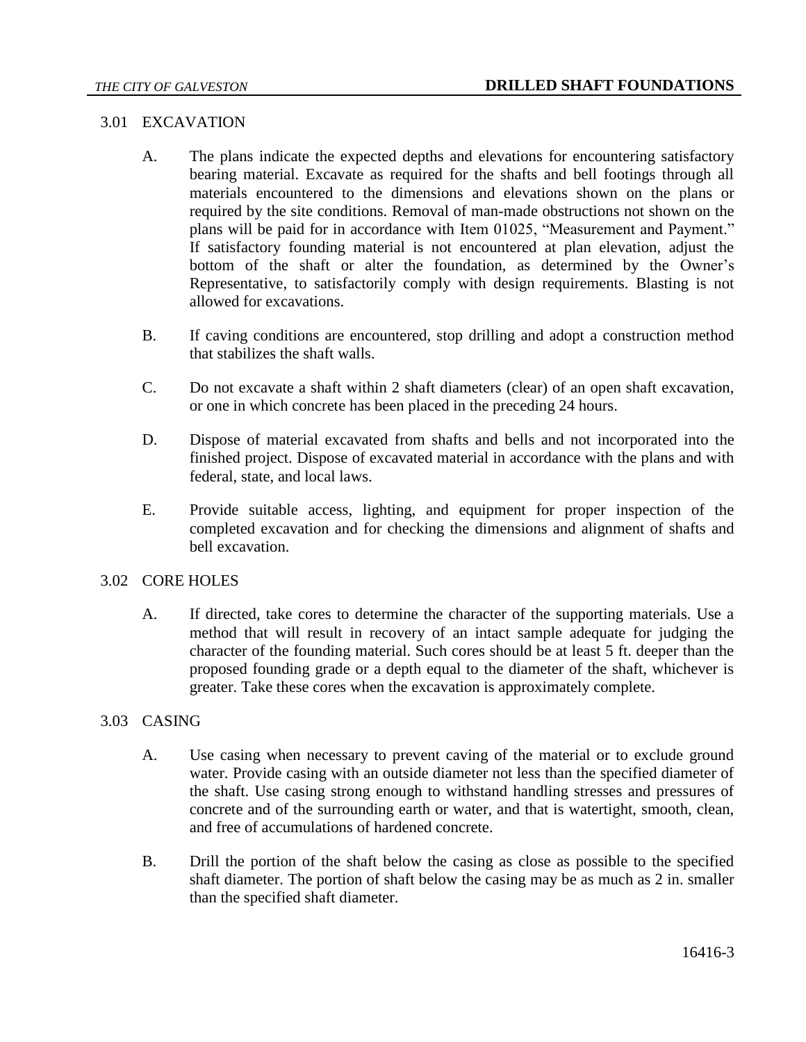## 3.01 EXCAVATION

A. The plans indicate the expected depths and elevations for encountering satisfactory bearing material. Excavate as required for the shafts and bell footings through all materials encountered to the dimensions and elevations shown on the plans or required by the site conditions. Removal of man-made obstructions not shown on the plans will be paid for in accordance with Item 01025, "Measurement and Payment." If satisfactory founding material is not encountered at plan elevation, adjust the bottom of the shaft or alter the foundation, as determined by the Owner's Representative, to satisfactorily comply with design requirements. Blasting is not allowed for excavations.

B. If caving conditions are encountered, stop drilling and adopt a construction method that stabilizes the shaft walls.

C. Do not excavate a shaft within 2 shaft diameters (clear) of an open shaft excavation, or one in which concrete has been placed in the preceding 24 hours.

D. Dispose of material excavated from shafts and bells and not incorporated into the finished project. Dispose of excavated material in accordance with the plans and with federal, state, and local laws.

E. Provide suitable access, lighting, and equipment for proper inspection of the completed excavation and for checking the dimensions and alignment of shafts and bell excavation.

## 3.02 CORE HOLES

A. If directed, take cores to determine the character of the supporting materials. Use a method that will result in recovery of an intact sample adequate for judging the character of the founding material. Such cores should be at least 5 ft. deeper than the proposed founding grade or a depth equal to the diameter of the shaft, whichever is greater. Take these cores when the excavation is approximately complete.

## 3.03 CASING

A. Use casing when necessary to prevent caving of the material or to exclude ground water. Provide casing with an outside diameter not less than the specified diameter of the shaft. Use casing strong enough to withstand handling stresses and pressures of concrete and of the surrounding earth or water, and that is watertight, smooth, clean, and free of accumulations of hardened concrete.

B. Drill the portion of the shaft below the casing as close as possible to the specified shaft diameter. The portion of shaft below the casing may be as much as 2 in. smaller than the specified shaft diameter.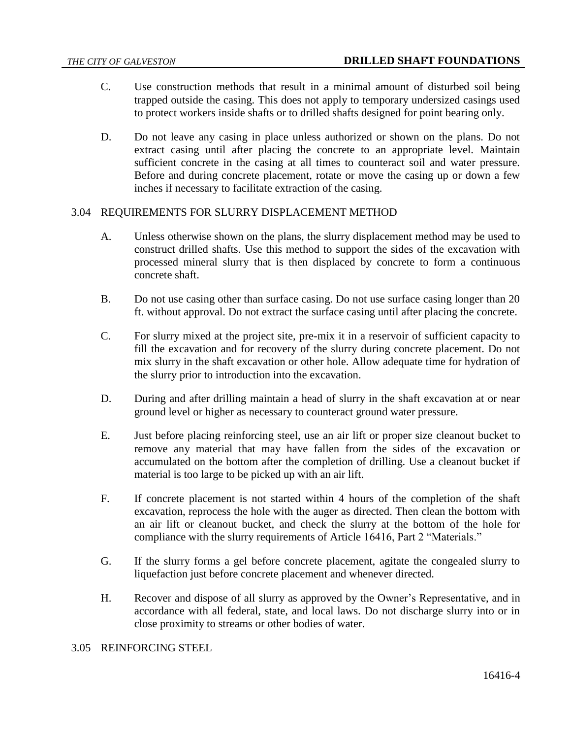C. Use construction methods that result in a minimal amount of disturbed soil being trapped outside the casing. This does not apply to temporary undersized casings used to protect workers inside shafts or to drilled shafts designed for point bearing only.

D. Do not leave any casing in place unless authorized or shown on the plans. Do not extract casing until after placing the concrete to an appropriate level. Maintain sufficient concrete in the casing at all times to counteract soil and water pressure. Before and during concrete placement, rotate or move the casing up or down a few inches if necessary to facilitate extraction of the casing.

## 3.04 REQUIREMENTS FOR SLURRY DISPLACEMENT METHOD

A. Unless otherwise shown on the plans, the slurry displacement method may be used to construct drilled shafts. Use this method to support the sides of the excavation with processed mineral slurry that is then displaced by concrete to form a continuous concrete shaft.

B. Do not use casing other than surface casing. Do not use surface casing longer than 20 ft. without approval. Do not extract the surface casing until after placing the concrete.

C. For slurry mixed at the project site, pre-mix it in a reservoir of sufficient capacity to fill the excavation and for recovery of the slurry during concrete placement. Do not mix slurry in the shaft excavation or other hole. Allow adequate time for hydration of the slurry prior to introduction into the excavation.

D. During and after drilling maintain a head of slurry in the shaft excavation at or near ground level or higher as necessary to counteract ground water pressure.

E. Just before placing reinforcing steel, use an air lift or proper size cleanout bucket to remove any material that may have fallen from the sides of the excavation or accumulated on the bottom after the completion of drilling. Use a cleanout bucket if material is too large to be picked up with an air lift.

F. If concrete placement is not started within 4 hours of the completion of the shaft excavation, reprocess the hole with the auger as directed. Then clean the bottom with an air lift or cleanout bucket, and check the slurry at the bottom of the hole for compliance with the slurry requirements of Article 16416, Part 2 "Materials."

G. If the slurry forms a gel before concrete placement, agitate the congealed slurry to liquefaction just before concrete placement and whenever directed.

H. Recover and dispose of all slurry as approved by the Owner's Representative, and in accordance with all federal, state, and local laws. Do not discharge slurry into or in close proximity to streams or other bodies of water.

## 3.05 REINFORCING STEEL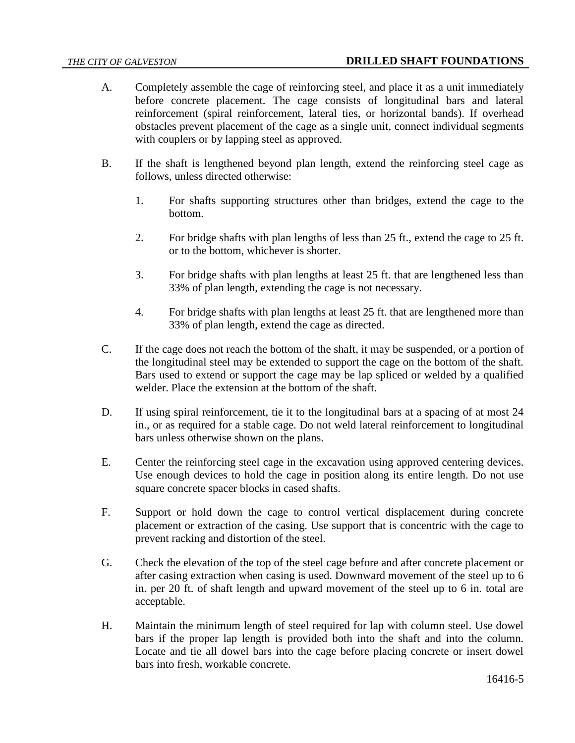A. Completely assemble the cage of reinforcing steel, and place it as a unit immediately before concrete placement. The cage consists of longitudinal bars and lateral reinforcement (spiral reinforcement, lateral ties, or horizontal bands). If overhead obstacles prevent placement of the cage as a single unit, connect individual segments with couplers or by lapping steel as approved.

B. If the shaft is lengthened beyond plan length, extend the reinforcing steel cage as follows, unless directed otherwise:

   1. For shafts supporting structures other than bridges, extend the cage to the bottom.

   2. For bridge shafts with plan lengths of less than 25 ft., extend the cage to 25 ft. or to the bottom, whichever is shorter.

   3. For bridge shafts with plan lengths at least 25 ft. that are lengthened less than 33% of plan length, extending the cage is not necessary.

   4. For bridge shafts with plan lengths at least 25 ft. that are lengthened more than 33% of plan length, extend the cage as directed.

C. If the cage does not reach the bottom of the shaft, it may be suspended, or a portion of the longitudinal steel may be extended to support the cage on the bottom of the shaft. Bars used to extend or support the cage may be lap spliced or welded by a qualified welder. Place the extension at the bottom of the shaft.

D. If using spiral reinforcement, tie it to the longitudinal bars at a spacing of at most 24 in., or as required for a stable cage. Do not weld lateral reinforcement to longitudinal bars unless otherwise shown on the plans.

E. Center the reinforcing steel cage in the excavation using approved centering devices. Use enough devices to hold the cage in position along its entire length. Do not use square concrete spacer blocks in cased shafts.

F. Support or hold down the cage to control vertical displacement during concrete placement or extraction of the casing. Use support that is concentric with the cage to prevent racking and distortion of the steel.

G. Check the elevation of the top of the steel cage before and after concrete placement or after casing extraction when casing is used. Downward movement of the steel up to 6 in. per 20 ft. of shaft length and upward movement of the steel up to 6 in. total are acceptable.

H. Maintain the minimum length of steel required for lap with column steel. Use dowel bars if the proper lap length is provided both into the shaft and into the column. Locate and tie all dowel bars into the cage before placing concrete or insert dowel bars into fresh, workable concrete.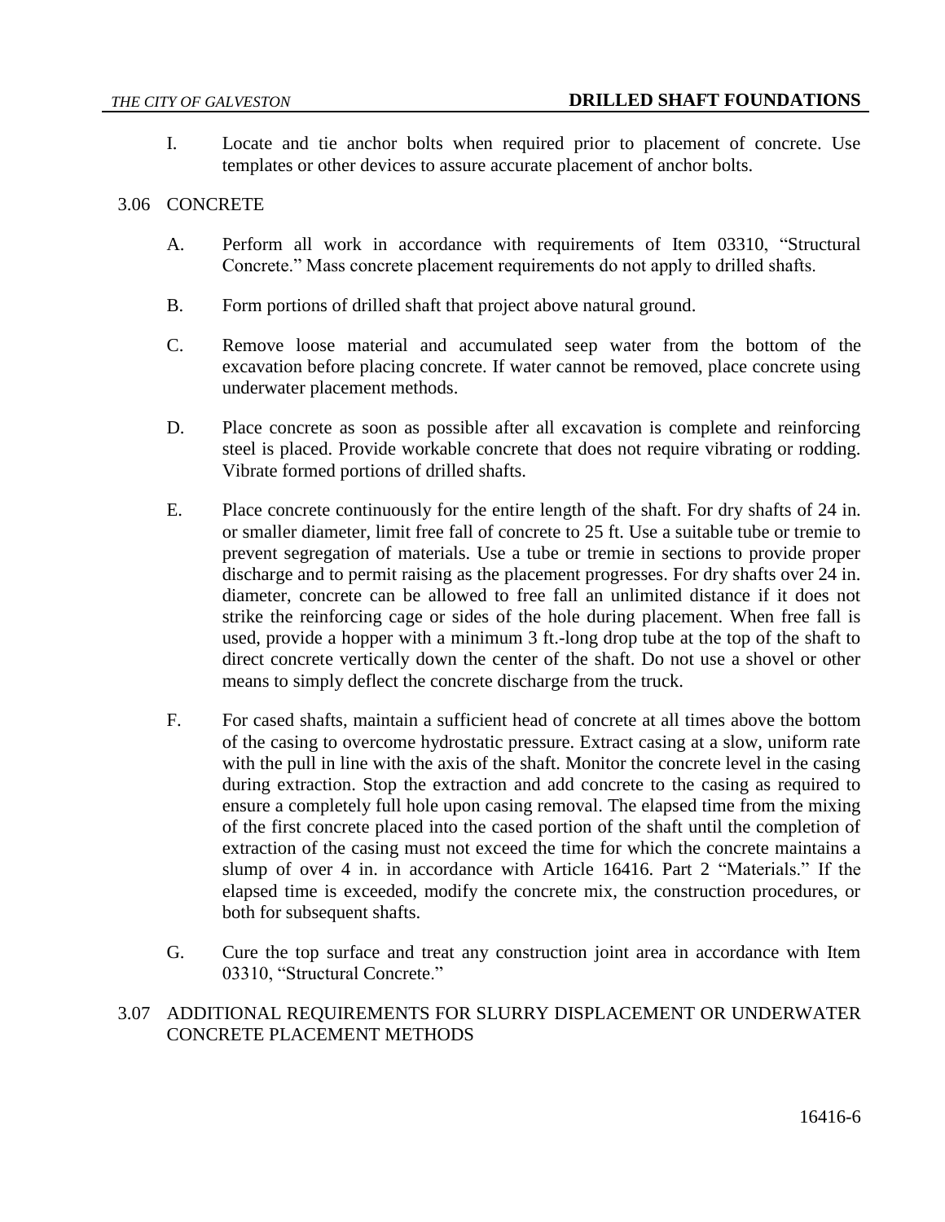I. Locate and tie anchor bolts when required prior to placement of concrete. Use templates or other devices to assure accurate placement of anchor bolts.

## 3.06 CONCRETE

A. Perform all work in accordance with requirements of Item 03310, "Structural Concrete." Mass concrete placement requirements do not apply to drilled shafts.

B. Form portions of drilled shaft that project above natural ground.

C. Remove loose material and accumulated seep water from the bottom of the excavation before placing concrete. If water cannot be removed, place concrete using underwater placement methods.

D. Place concrete as soon as possible after all excavation is complete and reinforcing steel is placed. Provide workable concrete that does not require vibrating or rodding. Vibrate formed portions of drilled shafts.

E. Place concrete continuously for the entire length of the shaft. For dry shafts of 24 in. or smaller diameter, limit free fall of concrete to 25 ft. Use a suitable tube or tremie to prevent segregation of materials. Use a tube or tremie in sections to provide proper discharge and to permit raising as the placement progresses. For dry shafts over 24 in. diameter, concrete can be allowed to free fall an unlimited distance if it does not strike the reinforcing cage or sides of the hole during placement. When free fall is used, provide a hopper with a minimum 3 ft.-long drop tube at the top of the shaft to direct concrete vertically down the center of the shaft. Do not use a shovel or other means to simply deflect the concrete discharge from the truck.

F. For cased shafts, maintain a sufficient head of concrete at all times above the bottom of the casing to overcome hydrostatic pressure. Extract casing at a slow, uniform rate with the pull in line with the axis of the shaft. Monitor the concrete level in the casing during extraction. Stop the extraction and add concrete to the casing as required to ensure a completely full hole upon casing removal. The elapsed time from the mixing of the first concrete placed into the cased portion of the shaft until the completion of extraction of the casing must not exceed the time for which the concrete maintains a slump of over 4 in. in accordance with Article 16416. Part 2 "Materials." If the elapsed time is exceeded, modify the concrete mix, the construction procedures, or both for subsequent shafts.

G. Cure the top surface and treat any construction joint area in accordance with Item 03310, "Structural Concrete."

## 3.07 ADDITIONAL REQUIREMENTS FOR SLURRY DISPLACEMENT OR UNDERWATER CONCRETE PLACEMENT METHODS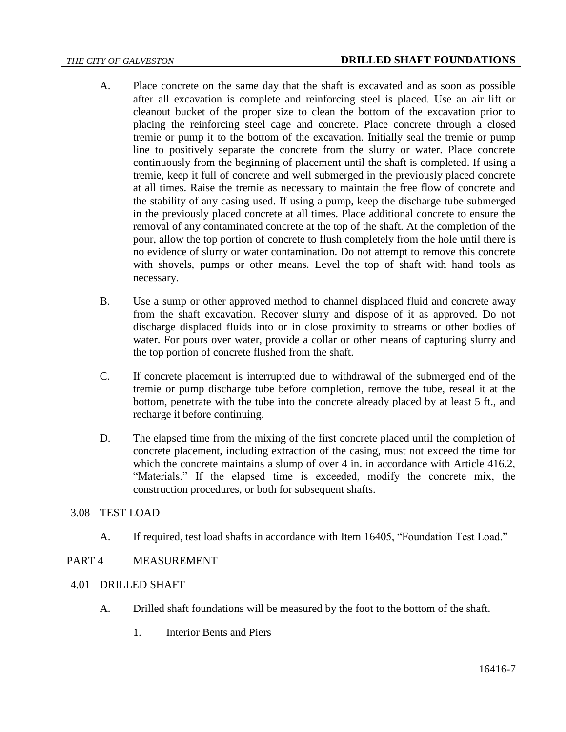A. Place concrete on the same day that the shaft is excavated and as soon as possible after all excavation is complete and reinforcing steel is placed. Use an air lift or cleanout bucket of the proper size to clean the bottom of the excavation prior to placing the reinforcing steel cage and concrete. Place concrete through a closed tremie or pump it to the bottom of the excavation. Initially seal the tremie or pump line to positively separate the concrete from the slurry or water. Place concrete continuously from the beginning of placement until the shaft is completed. If using a tremie, keep it full of concrete and well submerged in the previously placed concrete at all times. Raise the tremie as necessary to maintain the free flow of concrete and the stability of any casing used. If using a pump, keep the discharge tube submerged in the previously placed concrete at all times. Place additional concrete to ensure the removal of any contaminated concrete at the top of the shaft. At the completion of the pour, allow the top portion of concrete to flush completely from the hole until there is no evidence of slurry or water contamination. Do not attempt to remove this concrete with shovels, pumps or other means. Level the top of shaft with hand tools as necessary.

B. Use a sump or other approved method to channel displaced fluid and concrete away from the shaft excavation. Recover slurry and dispose of it as approved. Do not discharge displaced fluids into or in close proximity to streams or other bodies of water. For pours over water, provide a collar or other means of capturing slurry and the top portion of concrete flushed from the shaft.

C. If concrete placement is interrupted due to withdrawal of the submerged end of the tremie or pump discharge tube before completion, remove the tube, reseal it at the bottom, penetrate with the tube into the concrete already placed by at least 5 ft., and recharge it before continuing.

D. The elapsed time from the mixing of the first concrete placed until the completion of concrete placement, including extraction of the casing, must not exceed the time for which the concrete maintains a slump of over 4 in. in accordance with Article 416.2, "Materials." If the elapsed time is exceeded, modify the concrete mix, the construction procedures, or both for subsequent shafts.

### 3.08 TEST LOAD

A. If required, test load shafts in accordance with Item 16405, "Foundation Test Load."

## PART 4 MEASUREMENT

### 4.01 DRILLED SHAFT

A. Drilled shaft foundations will be measured by the foot to the bottom of the shaft.

1. Interior Bents and Piers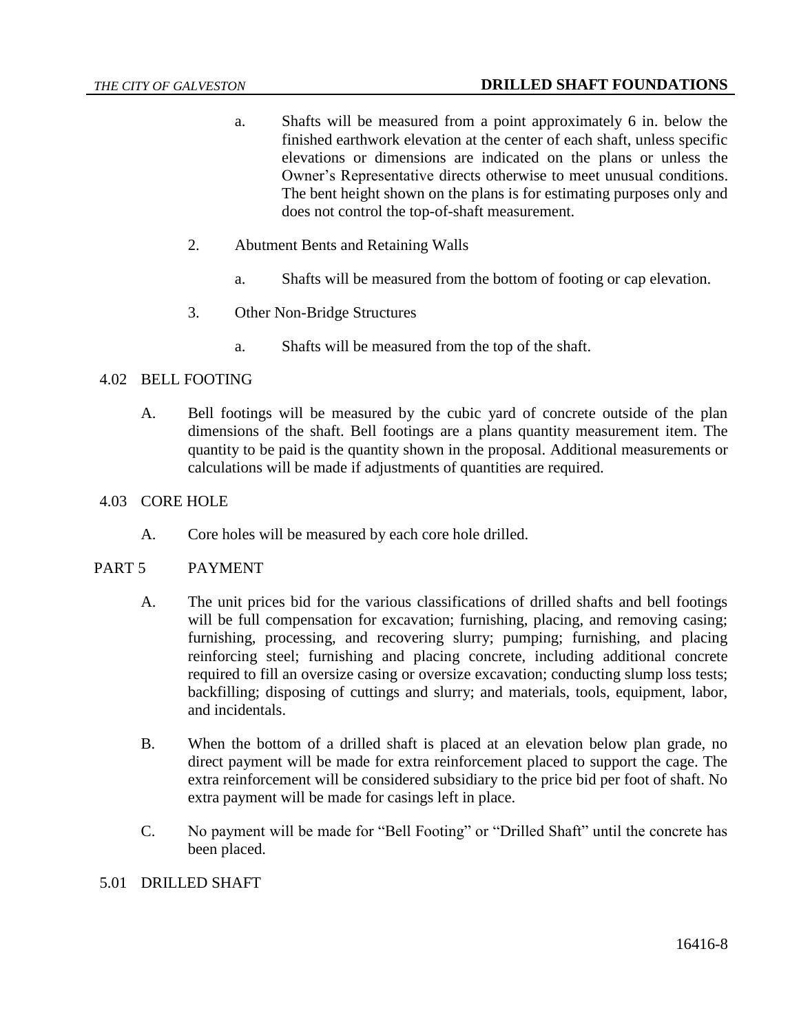a. Shafts will be measured from a point approximately 6 in. below the finished earthwork elevation at the center of each shaft, unless specific elevations or dimensions are indicated on the plans or unless the Owner's Representative directs otherwise to meet unusual conditions. The bent height shown on the plans is for estimating purposes only and does not control the top-of-shaft measurement.

2. Abutment Bents and Retaining Walls

   a. Shafts will be measured from the bottom of footing or cap elevation.

3. Other Non-Bridge Structures

   a. Shafts will be measured from the top of the shaft.

### 4.02 BELL FOOTING

A. Bell footings will be measured by the cubic yard of concrete outside of the plan dimensions of the shaft. Bell footings are a plans quantity measurement item. The quantity to be paid is the quantity shown in the proposal. Additional measurements or calculations will be made if adjustments of quantities are required.

### 4.03 CORE HOLE

A. Core holes will be measured by each core hole drilled.

## PART 5 PAYMENT

A. The unit prices bid for the various classifications of drilled shafts and bell footings will be full compensation for excavation; furnishing, placing, and removing casing; furnishing, processing, and recovering slurry; pumping; furnishing, and placing reinforcing steel; furnishing and placing concrete, including additional concrete required to fill an oversize casing or oversize excavation; conducting slump loss tests; backfilling; disposing of cuttings and slurry; and materials, tools, equipment, labor, and incidentals.

B. When the bottom of a drilled shaft is placed at an elevation below plan grade, no direct payment will be made for extra reinforcement placed to support the cage. The extra reinforcement will be considered subsidiary to the price bid per foot of shaft. No extra payment will be made for casings left in place.

C. No payment will be made for "Bell Footing" or "Drilled Shaft" until the concrete has been placed.

### 5.01 DRILLED SHAFT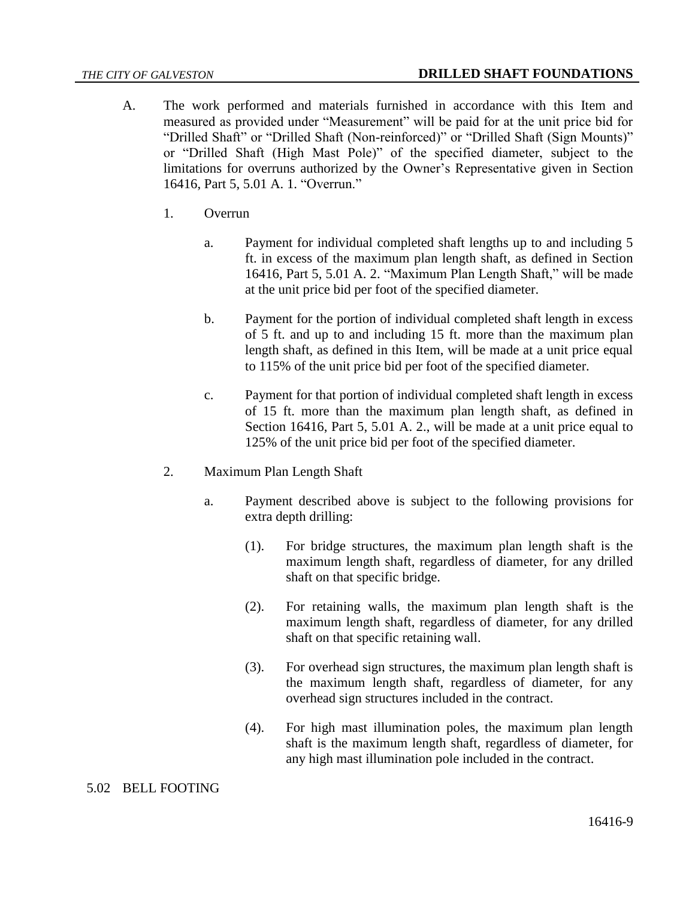A. The work performed and materials furnished in accordance with this Item and measured as provided under "Measurement" will be paid for at the unit price bid for "Drilled Shaft" or "Drilled Shaft (Non-reinforced)" or "Drilled Shaft (Sign Mounts)" or "Drilled Shaft (High Mast Pole)" of the specified diameter, subject to the limitations for overruns authorized by the Owner's Representative given in Section 16416, Part 5, 5.01 A. 1. "Overrun."

   1. Overrun

      a. Payment for individual completed shaft lengths up to and including 5 ft. in excess of the maximum plan length shaft, as defined in Section 16416, Part 5, 5.01 A. 2. "Maximum Plan Length Shaft," will be made at the unit price bid per foot of the specified diameter.

      b. Payment for the portion of individual completed shaft length in excess of 5 ft. and up to and including 15 ft. more than the maximum plan length shaft, as defined in this Item, will be made at a unit price equal to 115% of the unit price bid per foot of the specified diameter.

      c. Payment for that portion of individual completed shaft length in excess of 15 ft. more than the maximum plan length shaft, as defined in Section 16416, Part 5, 5.01 A. 2., will be made at a unit price equal to 125% of the unit price bid per foot of the specified diameter.

   2. Maximum Plan Length Shaft

      a. Payment described above is subject to the following provisions for extra depth drilling:

         (1). For bridge structures, the maximum plan length shaft is the maximum length shaft, regardless of diameter, for any drilled shaft on that specific bridge.

         (2). For retaining walls, the maximum plan length shaft is the maximum length shaft, regardless of diameter, for any drilled shaft on that specific retaining wall.

         (3). For overhead sign structures, the maximum plan length shaft is the maximum length shaft, regardless of diameter, for any overhead sign structures included in the contract.

         (4). For high mast illumination poles, the maximum plan length shaft is the maximum length shaft, regardless of diameter, for any high mast illumination pole included in the contract.

## 5.02 BELL FOOTING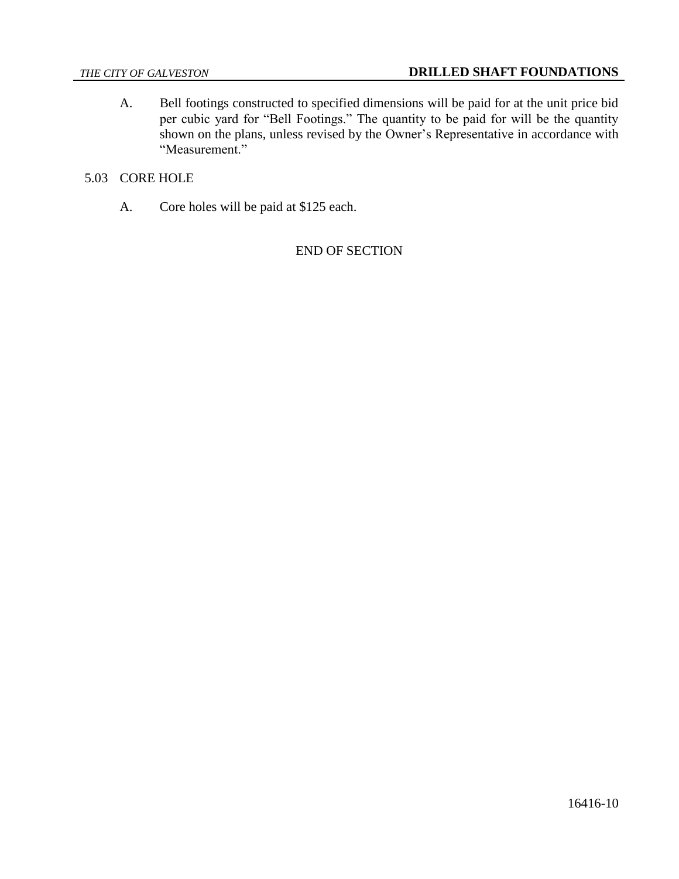A. Bell footings constructed to specified dimensions will be paid for at the unit price bid per cubic yard for “Bell Footings.” The quantity to be paid for will be the quantity shown on the plans, unless revised by the Owner’s Representative in accordance with “Measurement.”

### 5.03 CORE HOLE

A. Core holes will be paid at $125 each.

END OF SECTION